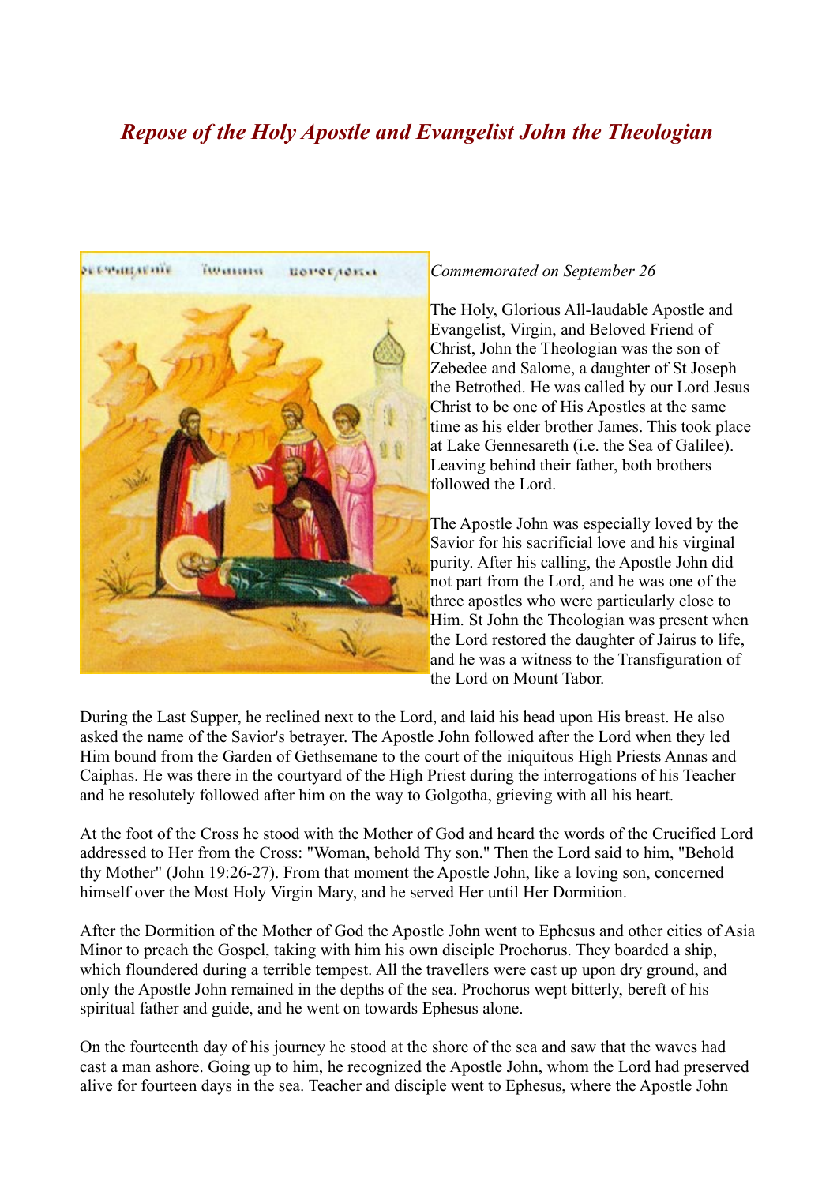# *Repose of the Holy Apostle and Evangelist John the Theologian*

*Commemorated on September 26*

The Holy, Glorious All-laudable Apostle and Evangelist, Virgin, and Beloved Friend of Christ, John the Theologian was the son of Zebedee and Salome, a daughter of St Joseph the Betrothed. He was called by our Lord Jesus Christ to be one of His Apostles at the same time as his elder brother James. This took place at Lake Gennesareth (i.e. the Sea of Galilee). Leaving behind their father, both brothers followed the Lord.

The Apostle John was especially loved by the Savior for his sacrificial love and his virginal purity. After his calling, the Apostle John did not part from the Lord, and he was one of the three apostles who were particularly close to Him. St John the Theologian was present when the Lord restored the daughter of Jairus to life, and he was a witness to the Transfiguration of the Lord on Mount Tabor.

During the Last Supper, he reclined next to the Lord, and laid his head upon His breast. He also asked the name of the Savior's betrayer. The Apostle John followed after the Lord when they led Him bound from the Garden of Gethsemane to the court of the iniquitous High Priests Annas and Caiphas. He was there in the courtyard of the High Priest during the interrogations of his Teacher and he resolutely followed after him on the way to Golgotha, grieving with all his heart.

At the foot of the Cross he stood with the Mother of God and heard the words of the Crucified Lord addressed to Her from the Cross: "Woman, behold Thy son." Then the Lord said to him, "Behold thy Mother" (John 19:26-27). From that moment the Apostle John, like a loving son, concerned himself over the Most Holy Virgin Mary, and he served Her until Her Dormition.

After the Dormition of the Mother of God the Apostle John went to Ephesus and other cities of Asia Minor to preach the Gospel, taking with him his own disciple Prochorus. They boarded a ship, which floundered during a terrible tempest. All the travellers were cast up upon dry ground, and only the Apostle John remained in the depths of the sea. Prochorus wept bitterly, bereft of his spiritual father and guide, and he went on towards Ephesus alone.

On the fourteenth day of his journey he stood at the shore of the sea and saw that the waves had cast a man ashore. Going up to him, he recognized the Apostle John, whom the Lord had preserved alive for fourteen days in the sea. Teacher and disciple went to Ephesus, where the Apostle John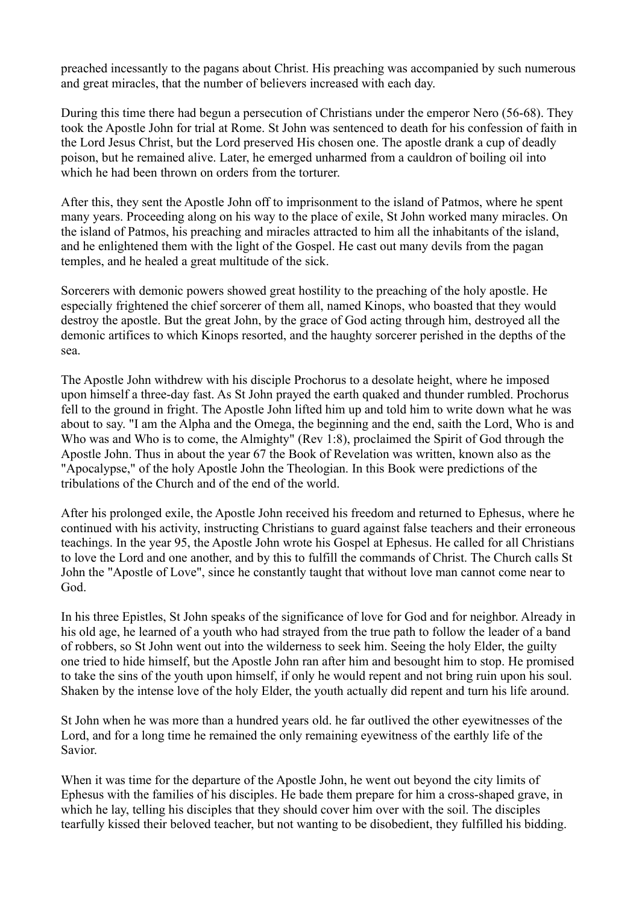preached incessantly to the pagans about Christ. His preaching was accompanied by such numerous and great miracles, that the number of believers increased with each day.

During this time there had begun a persecution of Christians under the emperor Nero (56-68). They took the Apostle John for trial at Rome. St John was sentenced to death for his confession of faith in the Lord Jesus Christ, but the Lord preserved His chosen one. The apostle drank a cup of deadly poison, but he remained alive. Later, he emerged unharmed from a cauldron of boiling oil into which he had been thrown on orders from the torturer.

After this, they sent the Apostle John off to imprisonment to the island of Patmos, where he spent many years. Proceeding along on his way to the place of exile, St John worked many miracles. On the island of Patmos, his preaching and miracles attracted to him all the inhabitants of the island, and he enlightened them with the light of the Gospel. He cast out many devils from the pagan temples, and he healed a great multitude of the sick.

Sorcerers with demonic powers showed great hostility to the preaching of the holy apostle. He especially frightened the chief sorcerer of them all, named Kinops, who boasted that they would destroy the apostle. But the great John, by the grace of God acting through him, destroyed all the demonic artifices to which Kinops resorted, and the haughty sorcerer perished in the depths of the sea.

The Apostle John withdrew with his disciple Prochorus to a desolate height, where he imposed upon himself a three-day fast. As St John prayed the earth quaked and thunder rumbled. Prochorus fell to the ground in fright. The Apostle John lifted him up and told him to write down what he was about to say. "I am the Alpha and the Omega, the beginning and the end, saith the Lord, Who is and Who was and Who is to come, the Almighty" (Rev 1:8), proclaimed the Spirit of God through the Apostle John. Thus in about the year 67 the Book of Revelation was written, known also as the "Apocalypse," of the holy Apostle John the Theologian. In this Book were predictions of the tribulations of the Church and of the end of the world.

After his prolonged exile, the Apostle John received his freedom and returned to Ephesus, where he continued with his activity, instructing Christians to guard against false teachers and their erroneous teachings. In the year 95, the Apostle John wrote his Gospel at Ephesus. He called for all Christians to love the Lord and one another, and by this to fulfill the commands of Christ. The Church calls St John the "Apostle of Love", since he constantly taught that without love man cannot come near to God.

In his three Epistles, St John speaks of the significance of love for God and for neighbor. Already in his old age, he learned of a youth who had strayed from the true path to follow the leader of a band of robbers, so St John went out into the wilderness to seek him. Seeing the holy Elder, the guilty one tried to hide himself, but the Apostle John ran after him and besought him to stop. He promised to take the sins of the youth upon himself, if only he would repent and not bring ruin upon his soul. Shaken by the intense love of the holy Elder, the youth actually did repent and turn his life around.

St John when he was more than a hundred years old. he far outlived the other eyewitnesses of the Lord, and for a long time he remained the only remaining eyewitness of the earthly life of the Savior.

When it was time for the departure of the Apostle John, he went out beyond the city limits of Ephesus with the families of his disciples. He bade them prepare for him a cross-shaped grave, in which he lay, telling his disciples that they should cover him over with the soil. The disciples tearfully kissed their beloved teacher, but not wanting to be disobedient, they fulfilled his bidding.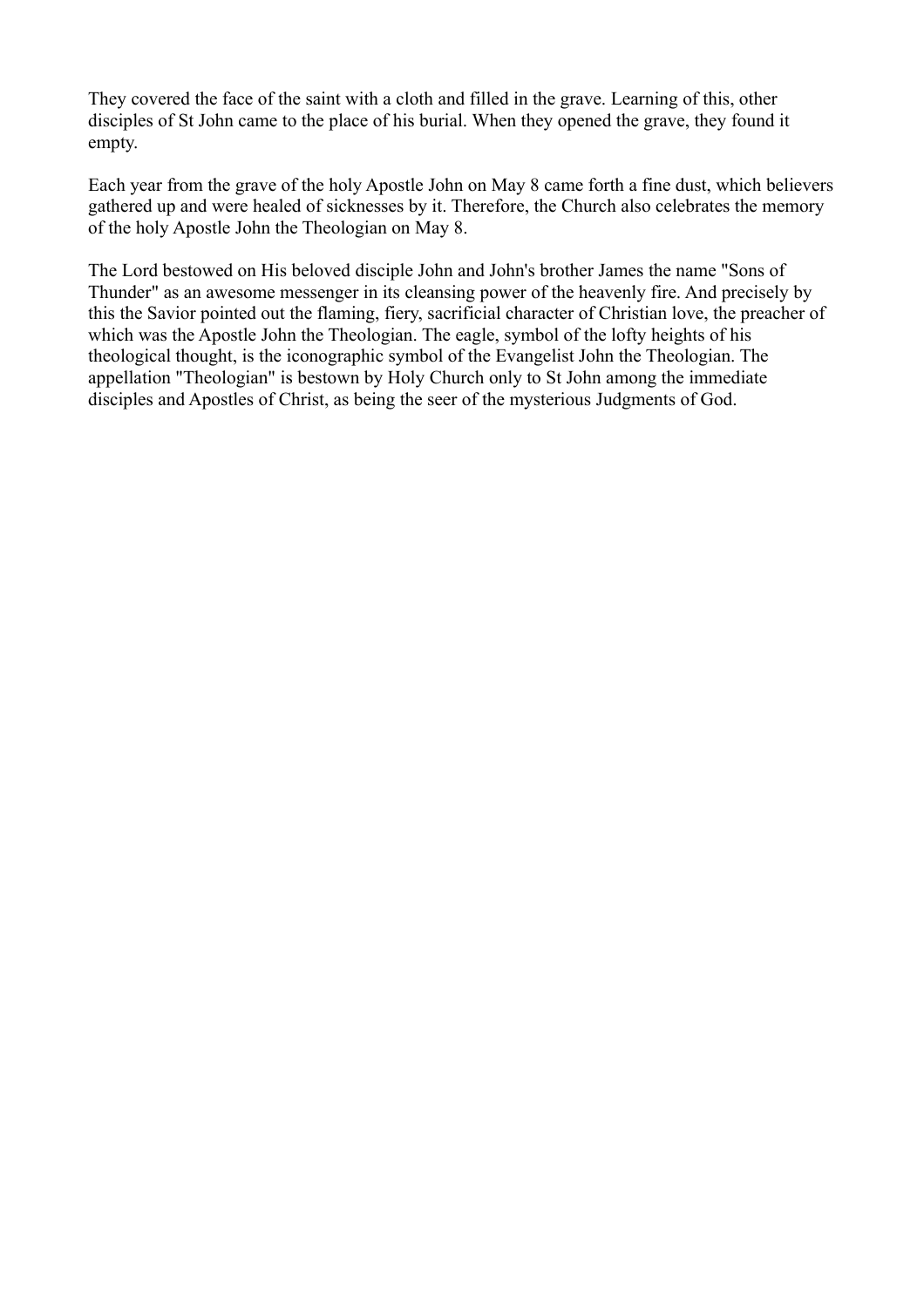They covered the face of the saint with a cloth and filled in the grave. Learning of this, other disciples of St John came to the place of his burial. When they opened the grave, they found it empty.

Each year from the grave of the holy Apostle John on May 8 came forth a fine dust, which believers gathered up and were healed of sicknesses by it. Therefore, the Church also celebrates the memory of the holy Apostle John the Theologian on May 8.

The Lord bestowed on His beloved disciple John and John's brother James the name "Sons of Thunder" as an awesome messenger in its cleansing power of the heavenly fire. And precisely by this the Savior pointed out the flaming, fiery, sacrificial character of Christian love, the preacher of which was the Apostle John the Theologian. The eagle, symbol of the lofty heights of his theological thought, is the iconographic symbol of the Evangelist John the Theologian. The appellation "Theologian" is bestown by Holy Church only to St John among the immediate disciples and Apostles of Christ, as being the seer of the mysterious Judgments of God.